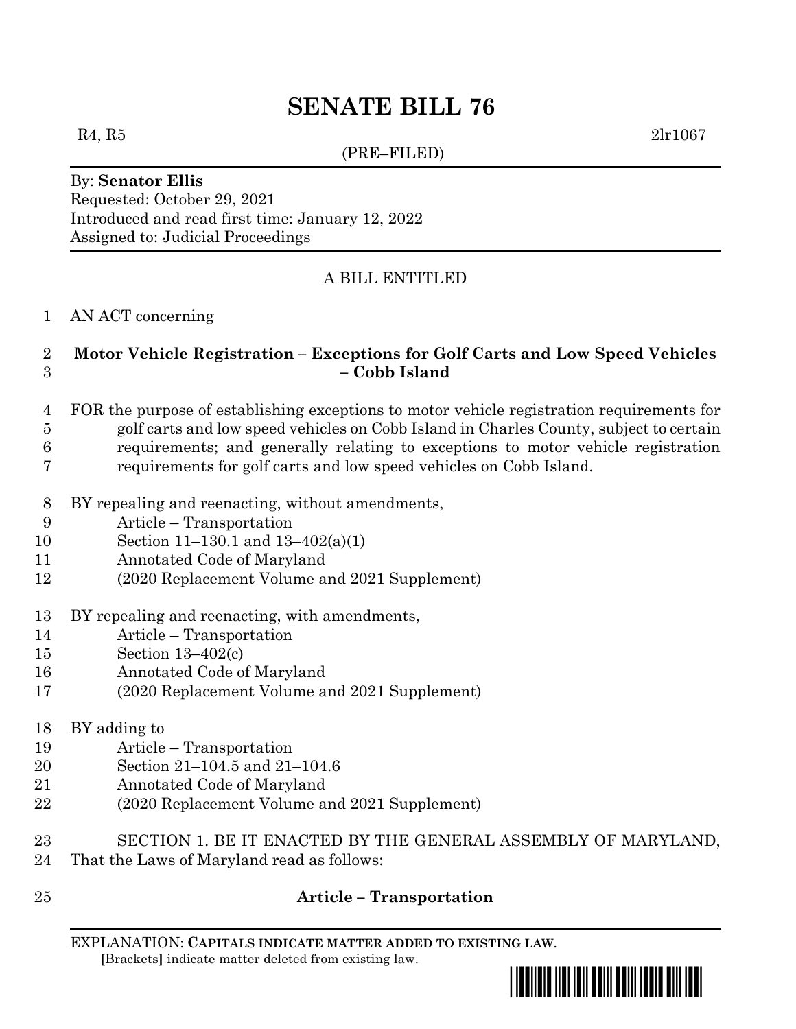# SENATE BILL 76

R4, R5 2lr1067

(PRE–FILED)

By: **Senator Ellis**
Requested: October 29, 2021
Introduced and read first time: January 12, 2022
Assigned to: Judicial Proceedings

A BILL ENTITLED

1 AN ACT concerning

2 **Motor Vehicle Registration – Exceptions for Golf Carts and Low Speed Vehicles**
3 **– Cobb Island**

4 FOR the purpose of establishing exceptions to motor vehicle registration requirements for
5 golf carts and low speed vehicles on Cobb Island in Charles County, subject to certain
6 requirements; and generally relating to exceptions to motor vehicle registration
7 requirements for golf carts and low speed vehicles on Cobb Island.

8 BY repealing and reenacting, without amendments,
9 Article – Transportation
10 Section 11–130.1 and 13–402(a)(1)
11 Annotated Code of Maryland
12 (2020 Replacement Volume and 2021 Supplement)

13 BY repealing and reenacting, with amendments,
14 Article – Transportation
15 Section 13–402(c)
16 Annotated Code of Maryland
17 (2020 Replacement Volume and 2021 Supplement)

18 BY adding to
19 Article – Transportation
20 Section 21–104.5 and 21–104.6
21 Annotated Code of Maryland
22 (2020 Replacement Volume and 2021 Supplement)

23 SECTION 1. BE IT ENACTED BY THE GENERAL ASSEMBLY OF MARYLAND,
24 That the Laws of Maryland read as follows:

25 **Article – Transportation**

EXPLANATION: **CAPITALS INDICATE MATTER ADDED TO EXISTING LAW**.
[Brackets] indicate matter deleted from existing law.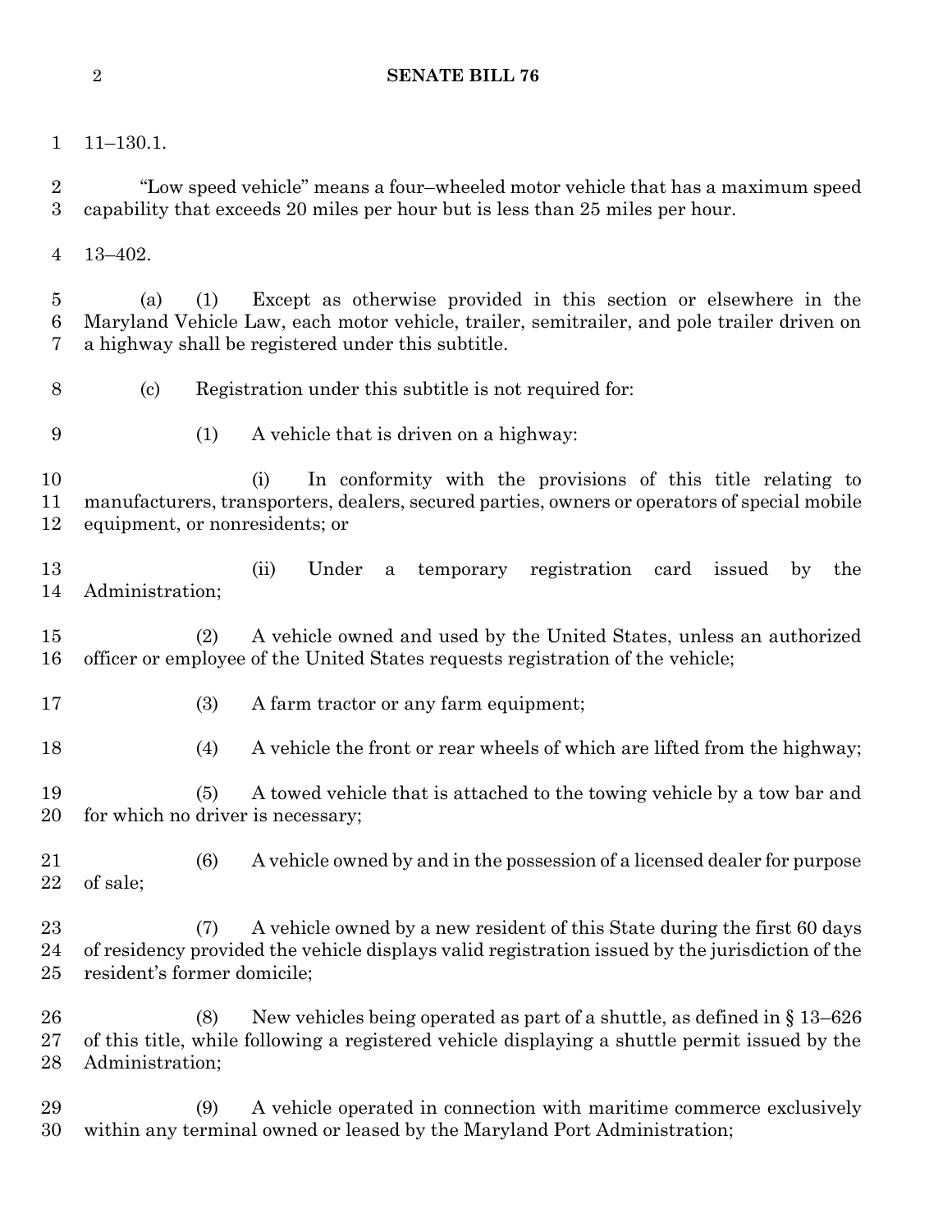11–130.1.

"Low speed vehicle" means a four–wheeled motor vehicle that has a maximum speed capability that exceeds 20 miles per hour but is less than 25 miles per hour.

13–402.

(a) (1) Except as otherwise provided in this section or elsewhere in the Maryland Vehicle Law, each motor vehicle, trailer, semitrailer, and pole trailer driven on a highway shall be registered under this subtitle.

(c) Registration under this subtitle is not required for:

(1) A vehicle that is driven on a highway:

(i) In conformity with the provisions of this title relating to manufacturers, transporters, dealers, secured parties, owners or operators of special mobile equipment, or nonresidents; or

(ii) Under a temporary registration card issued by the Administration;

(2) A vehicle owned and used by the United States, unless an authorized officer or employee of the United States requests registration of the vehicle;

(3) A farm tractor or any farm equipment;

(4) A vehicle the front or rear wheels of which are lifted from the highway;

(5) A towed vehicle that is attached to the towing vehicle by a tow bar and for which no driver is necessary;

(6) A vehicle owned by and in the possession of a licensed dealer for purpose of sale;

(7) A vehicle owned by a new resident of this State during the first 60 days of residency provided the vehicle displays valid registration issued by the jurisdiction of the resident's former domicile;

(8) New vehicles being operated as part of a shuttle, as defined in § 13–626 of this title, while following a registered vehicle displaying a shuttle permit issued by the Administration;

(9) A vehicle operated in connection with maritime commerce exclusively within any terminal owned or leased by the Maryland Port Administration;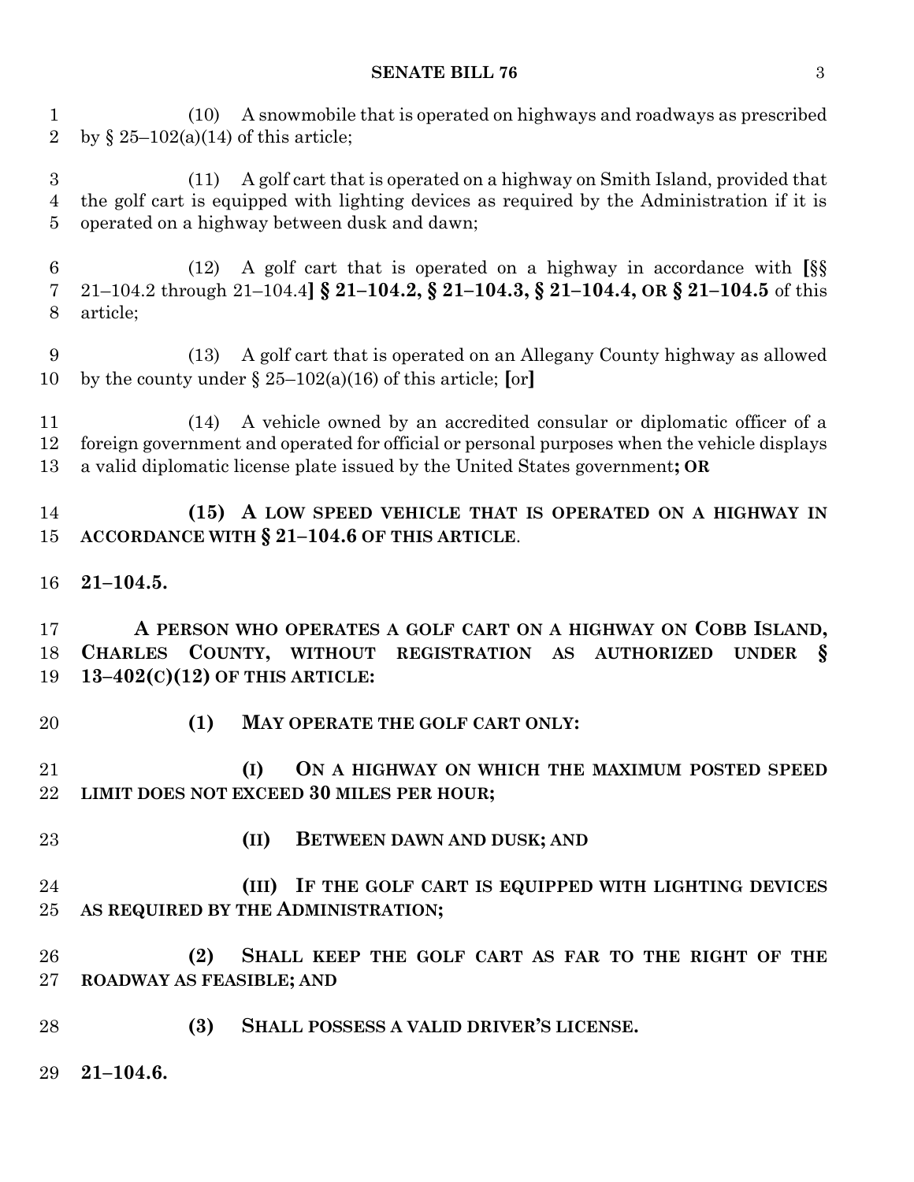(10) A snowmobile that is operated on highways and roadways as prescribed by § 25–102(a)(14) of this article;

(11) A golf cart that is operated on a highway on Smith Island, provided that the golf cart is equipped with lighting devices as required by the Administration if it is operated on a highway between dusk and dawn;

(12) A golf cart that is operated on a highway in accordance with [§§ 21–104.2 through 21–104.4] **§ 21–104.2, § 21–104.3, § 21–104.4, OR § 21–104.5** of this article;

(13) A golf cart that is operated on an Allegany County highway as allowed by the county under § 25–102(a)(16) of this article; [or]

(14) A vehicle owned by an accredited consular or diplomatic officer of a foreign government and operated for official or personal purposes when the vehicle displays a valid diplomatic license plate issued by the United States government**; OR**

**(15) A LOW SPEED VEHICLE THAT IS OPERATED ON A HIGHWAY IN ACCORDANCE WITH § 21–104.6 OF THIS ARTICLE**.

**21–104.5.**

**A PERSON WHO OPERATES A GOLF CART ON A HIGHWAY ON COBB ISLAND, CHARLES COUNTY, WITHOUT REGISTRATION AS AUTHORIZED UNDER § 13–402(C)(12) OF THIS ARTICLE:**

**(1) MAY OPERATE THE GOLF CART ONLY:**

**(I) ON A HIGHWAY ON WHICH THE MAXIMUM POSTED SPEED LIMIT DOES NOT EXCEED 30 MILES PER HOUR;**

**(II) BETWEEN DAWN AND DUSK; AND**

**(III) IF THE GOLF CART IS EQUIPPED WITH LIGHTING DEVICES AS REQUIRED BY THE ADMINISTRATION;**

**(2) SHALL KEEP THE GOLF CART AS FAR TO THE RIGHT OF THE ROADWAY AS FEASIBLE; AND**

**(3) SHALL POSSESS A VALID DRIVER'S LICENSE.**

**21–104.6.**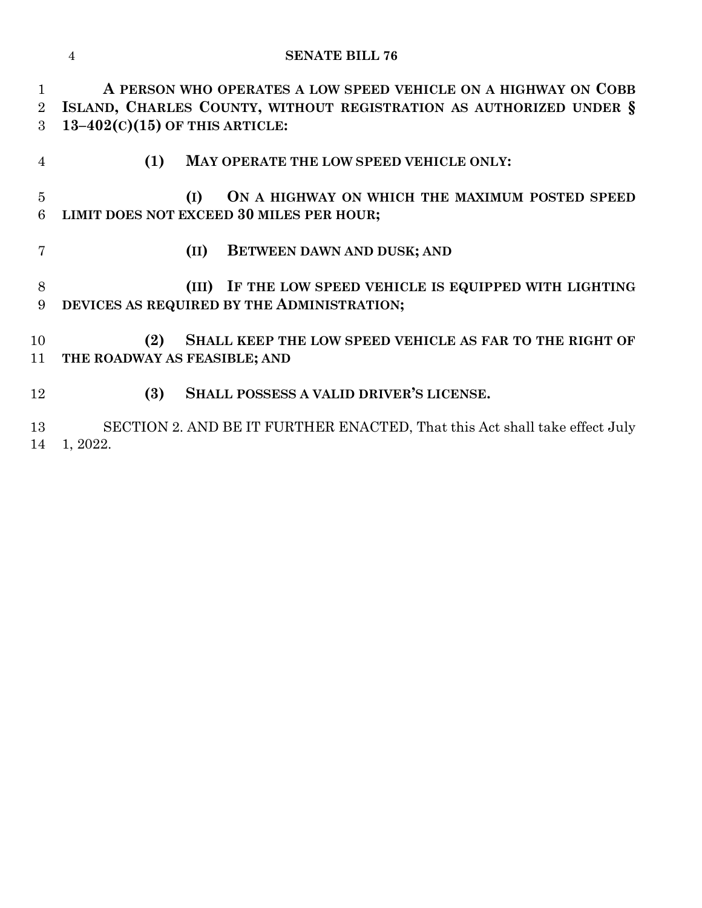**A PERSON WHO OPERATES A LOW SPEED VEHICLE ON A HIGHWAY ON COBB ISLAND, CHARLES COUNTY, WITHOUT REGISTRATION AS AUTHORIZED UNDER § 13–402(C)(15) OF THIS ARTICLE:**

**(1) MAY OPERATE THE LOW SPEED VEHICLE ONLY:**

**(I) ON A HIGHWAY ON WHICH THE MAXIMUM POSTED SPEED LIMIT DOES NOT EXCEED 30 MILES PER HOUR;**

**(II) BETWEEN DAWN AND DUSK; AND**

**(III) IF THE LOW SPEED VEHICLE IS EQUIPPED WITH LIGHTING DEVICES AS REQUIRED BY THE ADMINISTRATION;**

**(2) SHALL KEEP THE LOW SPEED VEHICLE AS FAR TO THE RIGHT OF THE ROADWAY AS FEASIBLE; AND**

**(3) SHALL POSSESS A VALID DRIVER'S LICENSE.**

SECTION 2. AND BE IT FURTHER ENACTED, That this Act shall take effect July 1, 2022.